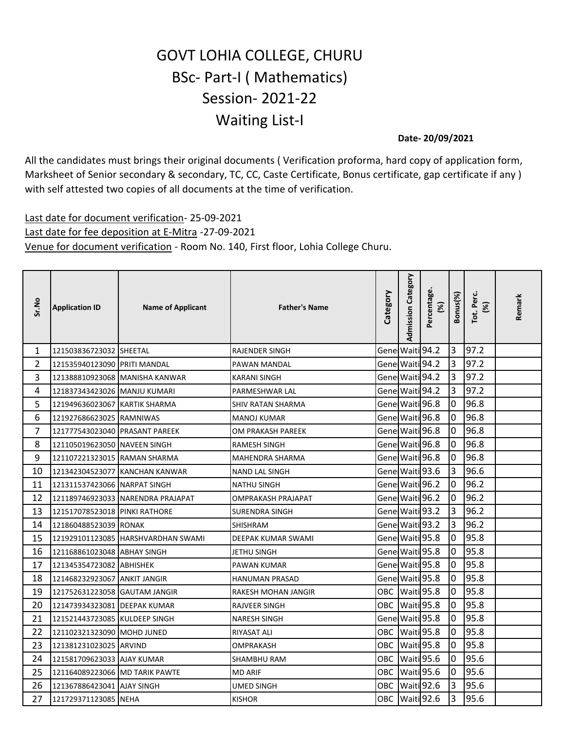# GOVT LOHIA COLLEGE, CHURU

## BSc- Part-I ( Mathematics)

## Session- 2021-22

## Waiting List-I

**Date- 20/09/2021**

All the candidates must brings their original documents ( Verification proforma, hard copy of application form, Marksheet of Senior secondary & secondary, TC, CC, Caste Certificate, Bonus certificate, gap certificate if any ) with self attested two copies of all documents at the time of verification.

Last date for document verification- 25-09-2021
Last date for fee deposition at E-Mitra -27-09-2021
Venue for document verification - Room No. 140, First floor, Lohia College Churu.

| Sr.No | Application ID | Name of Applicant | Father's Name | Category | Admission Category | Percentage. (%) | Bonus(%) | Tot. Perc. (%) | Remark |
|---|---|---|---|---|---|---|---|---|---|
| 1 | 121503836723032 | SHEETAL | RAJENDER SINGH | Gene | Waiti | 94.2 | 3 | 97.2 | |
| 2 | 121535940123090 | PRITI MANDAL | PAWAN MANDAL | Gene | Waiti | 94.2 | 3 | 97.2 | |
| 3 | 121388810923068 | MANISHA KANWAR | KARANI SINGH | Gene | Waiti | 94.2 | 3 | 97.2 | |
| 4 | 121837343423026 | MANJU KUMARI | PARMESHWAR LAL | Gene | Waiti | 94.2 | 3 | 97.2 | |
| 5 | 121949636023067 | KARTIK SHARMA | SHIV RATAN SHARMA | Gene | Waiti | 96.8 | 0 | 96.8 | |
| 6 | 121927686623025 | RAMNIWAS | MANOJ KUMAR | Gene | Waiti | 96.8 | 0 | 96.8 | |
| 7 | 121777543023040 | PRASANT PAREEK | OM PRAKASH PAREEK | Gene | Waiti | 96.8 | 0 | 96.8 | |
| 8 | 121105019623050 | NAVEEN SINGH | RAMESH SINGH | Gene | Waiti | 96.8 | 0 | 96.8 | |
| 9 | 121107221323015 | RAMAN SHARMA | MAHENDRA SHARMA | Gene | Waiti | 96.8 | 0 | 96.8 | |
| 10 | 121342304523077 | KANCHAN KANWAR | NAND LAL SINGH | Gene | Waiti | 93.6 | 3 | 96.6 | |
| 11 | 121311537423066 | NARPAT SINGH | NATHU SINGH | Gene | Waiti | 96.2 | 0 | 96.2 | |
| 12 | 121189746923033 | NARENDRA PRAJAPAT | OMPRAKASH PRAJAPAT | Gene | Waiti | 96.2 | 0 | 96.2 | |
| 13 | 121517078523018 | PINKI RATHORE | SURENDRA SINGH | Gene | Waiti | 93.2 | 3 | 96.2 | |
| 14 | 121860488523039 | RONAK | SHISHRAM | Gene | Waiti | 93.2 | 3 | 96.2 | |
| 15 | 121929101123085 | HARSHVARDHAN SWAMI | DEEPAK KUMAR SWAMI | Gene | Waiti | 95.8 | 0 | 95.8 | |
| 16 | 121168861023048 | ABHAY SINGH | JETHU SINGH | Gene | Waiti | 95.8 | 0 | 95.8 | |
| 17 | 121345354723082 | ABHISHEK | PAWAN KUMAR | Gene | Waiti | 95.8 | 0 | 95.8 | |
| 18 | 121468232923067 | ANKIT JANGIR | HANUMAN PRASAD | Gene | Waiti | 95.8 | 0 | 95.8 | |
| 19 | 121752631223058 | GAUTAM JANGIR | RAKESH MOHAN JANGIR | OBC | Waiti | 95.8 | 0 | 95.8 | |
| 20 | 121473934323081 | DEEPAK KUMAR | RAJVEER SINGH | OBC | Waiti | 95.8 | 0 | 95.8 | |
| 21 | 121521443723085 | KULDEEP SINGH | NARESH SINGH | Gene | Waiti | 95.8 | 0 | 95.8 | |
| 22 | 121102321323090 | MOHD JUNED | RIYASAT ALI | OBC | Waiti | 95.8 | 0 | 95.8 | |
| 23 | 121381231023025 | ARVIND | OMPRAKASH | OBC | Waiti | 95.8 | 0 | 95.8 | |
| 24 | 121581709623033 | AJAY KUMAR | SHAMBHU RAM | OBC | Waiti | 95.6 | 0 | 95.6 | |
| 25 | 121164089223066 | MD TARIK PAWTE | MD ARIF | OBC | Waiti | 95.6 | 0 | 95.6 | |
| 26 | 121367886423041 | AJAY SINGH | UMED SINGH | OBC | Waiti | 92.6 | 3 | 95.6 | |
| 27 | 121729371123085 | NEHA | KISHOR | OBC | Waiti | 92.6 | 3 | 95.6 | |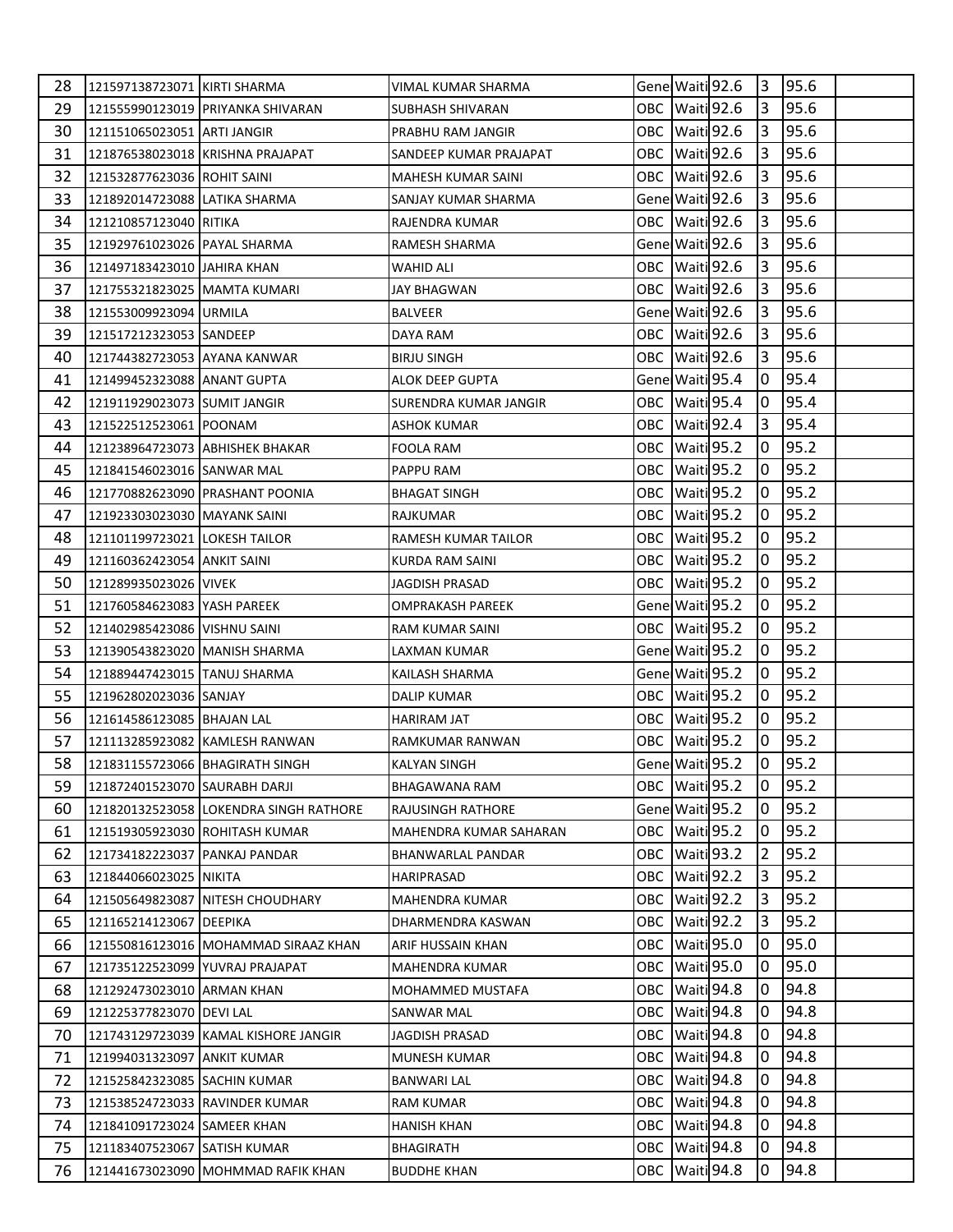| 28 | 121597138723071 | KIRTI SHARMA | VIMAL KUMAR SHARMA | Gene | Waiti | 92.6 | 3 | 95.6 | |
|---|---|---|---|---|---|---|---|---|---|
| 29 | 121555990123019 | PRIYANKA SHIVARAN | SUBHASH SHIVARAN | OBC | Waiti | 92.6 | 3 | 95.6 | |
| 30 | 121151065023051 | ARTI JANGIR | PRABHU RAM JANGIR | OBC | Waiti | 92.6 | 3 | 95.6 | |
| 31 | 121876538023018 | KRISHNA PRAJAPAT | SANDEEP KUMAR PRAJAPAT | OBC | Waiti | 92.6 | 3 | 95.6 | |
| 32 | 121532877623036 | ROHIT SAINI | MAHESH KUMAR SAINI | OBC | Waiti | 92.6 | 3 | 95.6 | |
| 33 | 121892014723088 | LATIKA SHARMA | SANJAY KUMAR SHARMA | Gene | Waiti | 92.6 | 3 | 95.6 | |
| 34 | 121210857123040 | RITIKA | RAJENDRA KUMAR | OBC | Waiti | 92.6 | 3 | 95.6 | |
| 35 | 121929761023026 | PAYAL SHARMA | RAMESH SHARMA | Gene | Waiti | 92.6 | 3 | 95.6 | |
| 36 | 121497183423010 | JAHIRA KHAN | WAHID ALI | OBC | Waiti | 92.6 | 3 | 95.6 | |
| 37 | 121755321823025 | MAMTA KUMARI | JAY BHAGWAN | OBC | Waiti | 92.6 | 3 | 95.6 | |
| 38 | 121553009923094 | URMILA | BALVEER | Gene | Waiti | 92.6 | 3 | 95.6 | |
| 39 | 121517212323053 | SANDEEP | DAYA RAM | OBC | Waiti | 92.6 | 3 | 95.6 | |
| 40 | 121744382723053 | AYANA KANWAR | BIRJU SINGH | OBC | Waiti | 92.6 | 3 | 95.6 | |
| 41 | 121499452323088 | ANANT GUPTA | ALOK DEEP GUPTA | Gene | Waiti | 95.4 | 0 | 95.4 | |
| 42 | 121911929023073 | SUMIT JANGIR | SURENDRA KUMAR JANGIR | OBC | Waiti | 95.4 | 0 | 95.4 | |
| 43 | 121522512523061 | POONAM | ASHOK KUMAR | OBC | Waiti | 92.4 | 3 | 95.4 | |
| 44 | 121238964723073 | ABHISHEK BHAKAR | FOOLA RAM | OBC | Waiti | 95.2 | 0 | 95.2 | |
| 45 | 121841546023016 | SANWAR MAL | PAPPU RAM | OBC | Waiti | 95.2 | 0 | 95.2 | |
| 46 | 121770882623090 | PRASHANT POONIA | BHAGAT SINGH | OBC | Waiti | 95.2 | 0 | 95.2 | |
| 47 | 121923303023030 | MAYANK SAINI | RAJKUMAR | OBC | Waiti | 95.2 | 0 | 95.2 | |
| 48 | 121101199723021 | LOKESH TAILOR | RAMESH KUMAR TAILOR | OBC | Waiti | 95.2 | 0 | 95.2 | |
| 49 | 121160362423054 | ANKIT SAINI | KURDA RAM SAINI | OBC | Waiti | 95.2 | 0 | 95.2 | |
| 50 | 121289935023026 | VIVEK | JAGDISH PRASAD | OBC | Waiti | 95.2 | 0 | 95.2 | |
| 51 | 121760584623083 | YASH PAREEK | OMPRAKASH PAREEK | Gene | Waiti | 95.2 | 0 | 95.2 | |
| 52 | 121402985423086 | VISHNU SAINI | RAM KUMAR SAINI | OBC | Waiti | 95.2 | 0 | 95.2 | |
| 53 | 121390543823020 | MANISH SHARMA | LAXMAN KUMAR | Gene | Waiti | 95.2 | 0 | 95.2 | |
| 54 | 121889447423015 | TANUJ SHARMA | KAILASH SHARMA | Gene | Waiti | 95.2 | 0 | 95.2 | |
| 55 | 121962802023036 | SANJAY | DALIP KUMAR | OBC | Waiti | 95.2 | 0 | 95.2 | |
| 56 | 121614586123085 | BHAJAN LAL | HARIRAM JAT | OBC | Waiti | 95.2 | 0 | 95.2 | |
| 57 | 121113285923082 | KAMLESH RANWAN | RAMKUMAR RANWAN | OBC | Waiti | 95.2 | 0 | 95.2 | |
| 58 | 121831155723066 | BHAGIRATH SINGH | KALYAN SINGH | Gene | Waiti | 95.2 | 0 | 95.2 | |
| 59 | 121872401523070 | SAURABH DARJI | BHAGAWANA RAM | OBC | Waiti | 95.2 | 0 | 95.2 | |
| 60 | 121820132523058 | LOKENDRA SINGH RATHORE | RAJUSINGH RATHORE | Gene | Waiti | 95.2 | 0 | 95.2 | |
| 61 | 121519305923030 | ROHITASH KUMAR | MAHENDRA KUMAR SAHARAN | OBC | Waiti | 95.2 | 0 | 95.2 | |
| 62 | 121734182223037 | PANKAJ PANDAR | BHANWARLAL PANDAR | OBC | Waiti | 93.2 | 2 | 95.2 | |
| 63 | 121844066023025 | NIKITA | HARIPRASAD | OBC | Waiti | 92.2 | 3 | 95.2 | |
| 64 | 121505649823087 | NITESH CHOUDHARY | MAHENDRA KUMAR | OBC | Waiti | 92.2 | 3 | 95.2 | |
| 65 | 121165214123067 | DEEPIKA | DHARMENDRA KASWAN | OBC | Waiti | 92.2 | 3 | 95.2 | |
| 66 | 121550816123016 | MOHAMMAD SIRAAZ KHAN | ARIF HUSSAIN KHAN | OBC | Waiti | 95.0 | 0 | 95.0 | |
| 67 | 121735122523099 | YUVRAJ PRAJAPAT | MAHENDRA KUMAR | OBC | Waiti | 95.0 | 0 | 95.0 | |
| 68 | 121292473023010 | ARMAN KHAN | MOHAMMED MUSTAFA | OBC | Waiti | 94.8 | 0 | 94.8 | |
| 69 | 121225377823070 | DEVI LAL | SANWAR MAL | OBC | Waiti | 94.8 | 0 | 94.8 | |
| 70 | 121743129723039 | KAMAL KISHORE JANGIR | JAGDISH PRASAD | OBC | Waiti | 94.8 | 0 | 94.8 | |
| 71 | 121994031323097 | ANKIT KUMAR | MUNESH KUMAR | OBC | Waiti | 94.8 | 0 | 94.8 | |
| 72 | 121525842323085 | SACHIN KUMAR | BANWARI LAL | OBC | Waiti | 94.8 | 0 | 94.8 | |
| 73 | 121538524723033 | RAVINDER KUMAR | RAM KUMAR | OBC | Waiti | 94.8 | 0 | 94.8 | |
| 74 | 121841091723024 | SAMEER KHAN | HANISH KHAN | OBC | Waiti | 94.8 | 0 | 94.8 | |
| 75 | 121183407523067 | SATISH KUMAR | BHAGIRATH | OBC | Waiti | 94.8 | 0 | 94.8 | |
| 76 | 121441673023090 | MOHMMAD RAFIK KHAN | BUDDHE KHAN | OBC | Waiti | 94.8 | 0 | 94.8 | |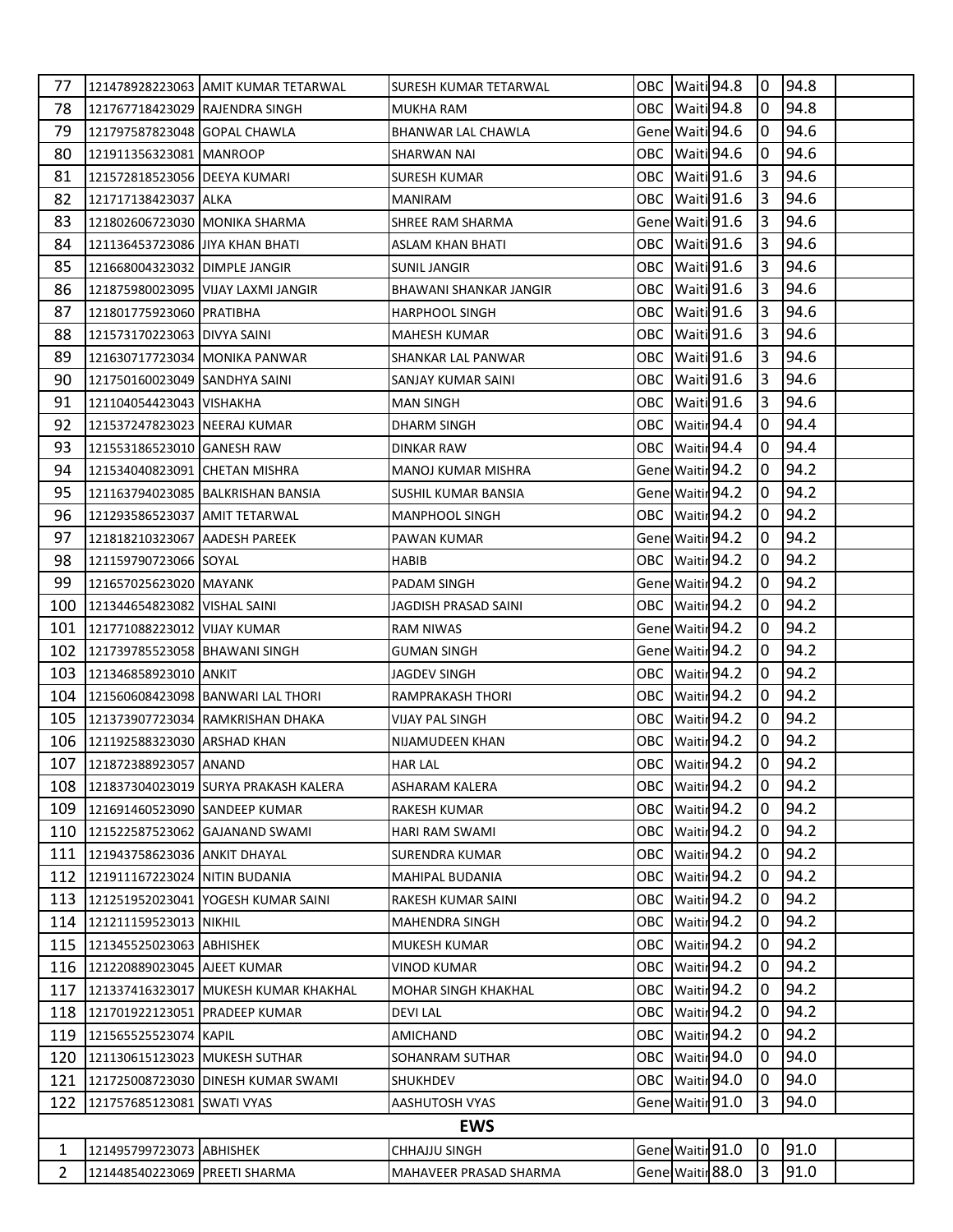| | | | | | | | | | |
|---|---|---|---|---|---|---|---|---|---|
| 77 | 121478928223063 | AMIT KUMAR TETARWAL | SURESH KUMAR TETARWAL | OBC | Waiti | 94.8 | 0 | 94.8 | |
| 78 | 121767718423029 | RAJENDRA SINGH | MUKHA RAM | OBC | Waiti | 94.8 | 0 | 94.8 | |
| 79 | 121797587823048 | GOPAL CHAWLA | BHANWAR LAL CHAWLA | Gene | Waiti | 94.6 | 0 | 94.6 | |
| 80 | 121911356323081 | MANROOP | SHARWAN NAI | OBC | Waiti | 94.6 | 0 | 94.6 | |
| 81 | 121572818523056 | DEEYA KUMARI | SURESH KUMAR | OBC | Waiti | 91.6 | 3 | 94.6 | |
| 82 | 121717138423037 | ALKA | MANIRAM | OBC | Waiti | 91.6 | 3 | 94.6 | |
| 83 | 121802606723030 | MONIKA SHARMA | SHREE RAM SHARMA | Gene | Waiti | 91.6 | 3 | 94.6 | |
| 84 | 121136453723086 | JIYA KHAN BHATI | ASLAM KHAN BHATI | OBC | Waiti | 91.6 | 3 | 94.6 | |
| 85 | 121668004323032 | DIMPLE JANGIR | SUNIL JANGIR | OBC | Waiti | 91.6 | 3 | 94.6 | |
| 86 | 121875980023095 | VIJAY LAXMI JANGIR | BHAWANI SHANKAR JANGIR | OBC | Waiti | 91.6 | 3 | 94.6 | |
| 87 | 121801775923060 | PRATIBHA | HARPHOOL SINGH | OBC | Waiti | 91.6 | 3 | 94.6 | |
| 88 | 121573170223063 | DIVYA SAINI | MAHESH KUMAR | OBC | Waiti | 91.6 | 3 | 94.6 | |
| 89 | 121630717723034 | MONIKA PANWAR | SHANKAR LAL PANWAR | OBC | Waiti | 91.6 | 3 | 94.6 | |
| 90 | 121750160023049 | SANDHYA SAINI | SANJAY KUMAR SAINI | OBC | Waiti | 91.6 | 3 | 94.6 | |
| 91 | 121104054423043 | VISHAKHA | MAN SINGH | OBC | Waiti | 91.6 | 3 | 94.6 | |
| 92 | 121537247823023 | NEERAJ KUMAR | DHARM SINGH | OBC | Waitir | 94.4 | 0 | 94.4 | |
| 93 | 121553186523010 | GANESH RAW | DINKAR RAW | OBC | Waitir | 94.4 | 0 | 94.4 | |
| 94 | 121534040823091 | CHETAN MISHRA | MANOJ KUMAR MISHRA | Gene | Waitir | 94.2 | 0 | 94.2 | |
| 95 | 121163794023085 | BALKRISHAN BANSIA | SUSHIL KUMAR BANSIA | Gene | Waitir | 94.2 | 0 | 94.2 | |
| 96 | 121293586523037 | AMIT TETARWAL | MANPHOOL SINGH | OBC | Waitir | 94.2 | 0 | 94.2 | |
| 97 | 121818210323067 | AADESH PAREEK | PAWAN KUMAR | Gene | Waitir | 94.2 | 0 | 94.2 | |
| 98 | 121159790723066 | SOYAL | HABIB | OBC | Waitir | 94.2 | 0 | 94.2 | |
| 99 | 121657025623020 | MAYANK | PADAM SINGH | Gene | Waitir | 94.2 | 0 | 94.2 | |
| 100 | 121344654823082 | VISHAL SAINI | JAGDISH PRASAD SAINI | OBC | Waitir | 94.2 | 0 | 94.2 | |
| 101 | 121771088223012 | VIJAY KUMAR | RAM NIWAS | Gene | Waitir | 94.2 | 0 | 94.2 | |
| 102 | 121739785523058 | BHAWANI SINGH | GUMAN SINGH | Gene | Waitir | 94.2 | 0 | 94.2 | |
| 103 | 121346858923010 | ANKIT | JAGDEV SINGH | OBC | Waitir | 94.2 | 0 | 94.2 | |
| 104 | 121560608423098 | BANWARI LAL THORI | RAMPRAKASH THORI | OBC | Waitir | 94.2 | 0 | 94.2 | |
| 105 | 121373907723034 | RAMKRISHAN DHAKA | VIJAY PAL SINGH | OBC | Waitir | 94.2 | 0 | 94.2 | |
| 106 | 121192588323030 | ARSHAD KHAN | NIJAMUDEEN KHAN | OBC | Waitir | 94.2 | 0 | 94.2 | |
| 107 | 121872388923057 | ANAND | HAR LAL | OBC | Waitir | 94.2 | 0 | 94.2 | |
| 108 | 121837304023019 | SURYA PRAKASH KALERA | ASHARAM KALERA | OBC | Waitir | 94.2 | 0 | 94.2 | |
| 109 | 121691460523090 | SANDEEP KUMAR | RAKESH KUMAR | OBC | Waitir | 94.2 | 0 | 94.2 | |
| 110 | 121522587523062 | GAJANAND SWAMI | HARI RAM SWAMI | OBC | Waitir | 94.2 | 0 | 94.2 | |
| 111 | 121943758623036 | ANKIT DHAYAL | SURENDRA KUMAR | OBC | Waitir | 94.2 | 0 | 94.2 | |
| 112 | 121911167223024 | NITIN BUDANIA | MAHIPAL BUDANIA | OBC | Waitir | 94.2 | 0 | 94.2 | |
| 113 | 121251952023041 | YOGESH KUMAR SAINI | RAKESH KUMAR SAINI | OBC | Waitir | 94.2 | 0 | 94.2 | |
| 114 | 121211159523013 | NIKHIL | MAHENDRA SINGH | OBC | Waitir | 94.2 | 0 | 94.2 | |
| 115 | 121345525023063 | ABHISHEK | MUKESH KUMAR | OBC | Waitir | 94.2 | 0 | 94.2 | |
| 116 | 121220889023045 | AJEET KUMAR | VINOD KUMAR | OBC | Waitir | 94.2 | 0 | 94.2 | |
| 117 | 121337416323017 | MUKESH KUMAR KHAKHAL | MOHAR SINGH KHAKHAL | OBC | Waitir | 94.2 | 0 | 94.2 | |
| 118 | 121701922123051 | PRADEEP KUMAR | DEVI LAL | OBC | Waitir | 94.2 | 0 | 94.2 | |
| 119 | 121565525523074 | KAPIL | AMICHAND | OBC | Waitir | 94.2 | 0 | 94.2 | |
| 120 | 121130615123023 | MUKESH SUTHAR | SOHANRAM SUTHAR | OBC | Waitir | 94.0 | 0 | 94.0 | |
| 121 | 121725008723030 | DINESH KUMAR SWAMI | SHUKHDEV | OBC | Waitir | 94.0 | 0 | 94.0 | |
| 122 | 121757685123081 | SWATI VYAS | AASHUTOSH VYAS | Gene | Waitir | 91.0 | 3 | 94.0 | |
| | | | **EWS** | | | | | | |
| 1 | 121495799723073 | ABHISHEK | CHHAJJU SINGH | Gene | Waitir | 91.0 | 0 | 91.0 | |
| 2 | 121448540223069 | PREETI SHARMA | MAHAVEER PRASAD SHARMA | Gene | Waitir | 88.0 | 3 | 91.0 | |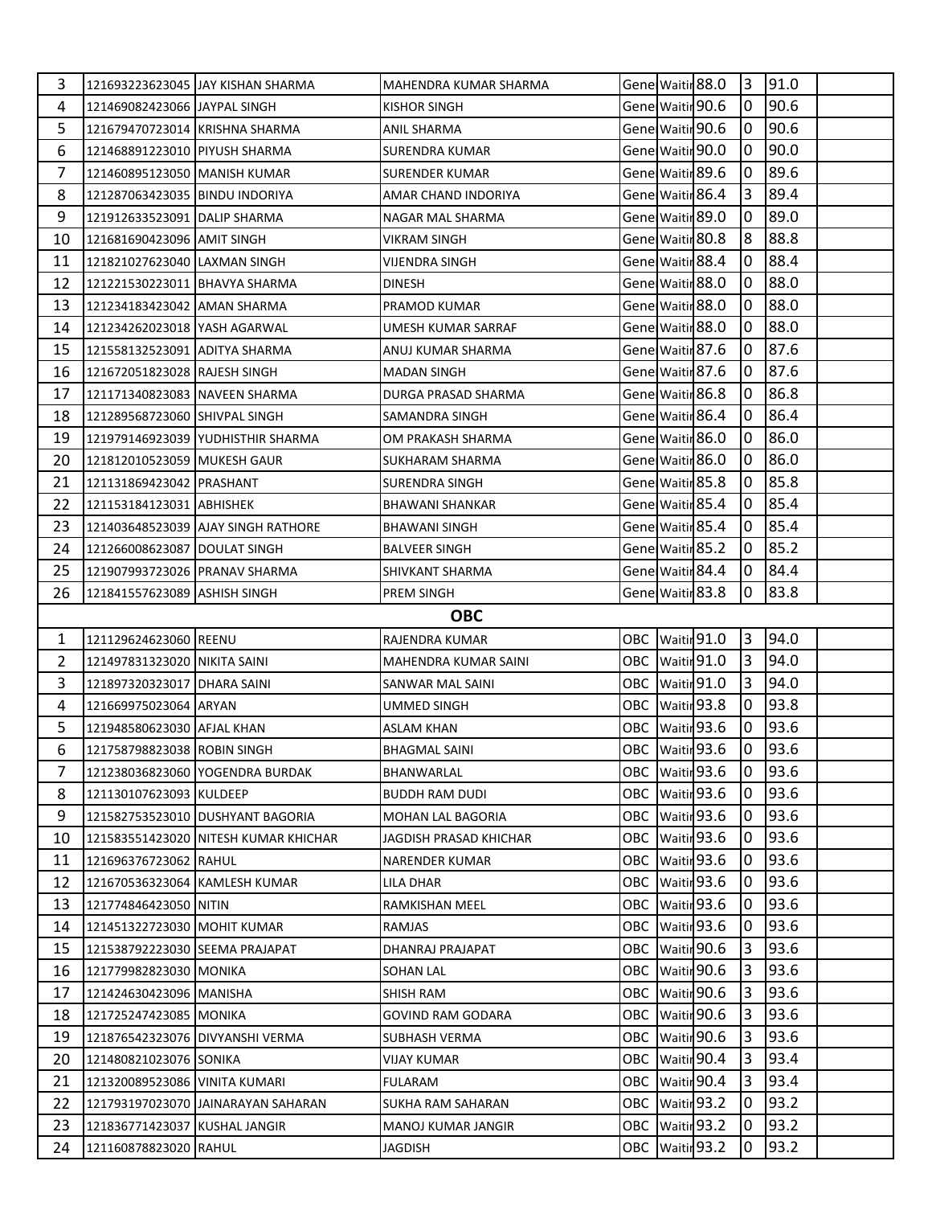| | | | | | | | | | |
|---|---|---|---|---|---|---|---|---|---|
| 3 | 121693223623045 | JAY KISHAN SHARMA | MAHENDRA KUMAR SHARMA | Gene | Waitir | 88.0 | 3 | 91.0 | |
| 4 | 121469082423066 | JAYPAL SINGH | KISHOR SINGH | Gene | Waitir | 90.6 | 0 | 90.6 | |
| 5 | 121679470723014 | KRISHNA SHARMA | ANIL SHARMA | Gene | Waitir | 90.6 | 0 | 90.6 | |
| 6 | 121468891223010 | PIYUSH SHARMA | SURENDRA KUMAR | Gene | Waitir | 90.0 | 0 | 90.0 | |
| 7 | 121460895123050 | MANISH KUMAR | SURENDER KUMAR | Gene | Waitir | 89.6 | 0 | 89.6 | |
| 8 | 121287063423035 | BINDU INDORIYA | AMAR CHAND INDORIYA | Gene | Waitir | 86.4 | 3 | 89.4 | |
| 9 | 121912633523091 | DALIP SHARMA | NAGAR MAL SHARMA | Gene | Waitir | 89.0 | 0 | 89.0 | |
| 10 | 121681690423096 | AMIT SINGH | VIKRAM SINGH | Gene | Waitir | 80.8 | 8 | 88.8 | |
| 11 | 121821027623040 | LAXMAN SINGH | VIJENDRA SINGH | Gene | Waitir | 88.4 | 0 | 88.4 | |
| 12 | 121221530223011 | BHAVYA SHARMA | DINESH | Gene | Waitir | 88.0 | 0 | 88.0 | |
| 13 | 121234183423042 | AMAN SHARMA | PRAMOD KUMAR | Gene | Waitir | 88.0 | 0 | 88.0 | |
| 14 | 121234262023018 | YASH AGARWAL | UMESH KUMAR SARRAF | Gene | Waitir | 88.0 | 0 | 88.0 | |
| 15 | 121558132523091 | ADITYA SHARMA | ANUJ KUMAR SHARMA | Gene | Waitir | 87.6 | 0 | 87.6 | |
| 16 | 121672051823028 | RAJESH SINGH | MADAN SINGH | Gene | Waitir | 87.6 | 0 | 87.6 | |
| 17 | 121171340823083 | NAVEEN SHARMA | DURGA PRASAD SHARMA | Gene | Waitir | 86.8 | 0 | 86.8 | |
| 18 | 121289568723060 | SHIVPAL SINGH | SAMANDRA SINGH | Gene | Waitir | 86.4 | 0 | 86.4 | |
| 19 | 121979146923039 | YUDHISTHIR SHARMA | OM PRAKASH SHARMA | Gene | Waitir | 86.0 | 0 | 86.0 | |
| 20 | 121812010523059 | MUKESH GAUR | SUKHARAM SHARMA | Gene | Waitir | 86.0 | 0 | 86.0 | |
| 21 | 121131869423042 | PRASHANT | SURENDRA SINGH | Gene | Waitir | 85.8 | 0 | 85.8 | |
| 22 | 121153184123031 | ABHISHEK | BHAWANI SHANKAR | Gene | Waitir | 85.4 | 0 | 85.4 | |
| 23 | 121403648523039 | AJAY SINGH RATHORE | BHAWANI SINGH | Gene | Waitir | 85.4 | 0 | 85.4 | |
| 24 | 121266008623087 | DOULAT SINGH | BALVEER SINGH | Gene | Waitir | 85.2 | 0 | 85.2 | |
| 25 | 121907993723026 | PRANAV SHARMA | SHIVKANT SHARMA | Gene | Waitir | 84.4 | 0 | 84.4 | |
| 26 | 121841557623089 | ASHISH SINGH | PREM SINGH | Gene | Waitir | 83.8 | 0 | 83.8 | |
| | | | **OBC** | | | | | | |
| 1 | 121129624623060 | REENU | RAJENDRA KUMAR | OBC | Waitir | 91.0 | 3 | 94.0 | |
| 2 | 121497831323020 | NIKITA SAINI | MAHENDRA KUMAR SAINI | OBC | Waitir | 91.0 | 3 | 94.0 | |
| 3 | 121897320323017 | DHARA SAINI | SANWAR MAL SAINI | OBC | Waitir | 91.0 | 3 | 94.0 | |
| 4 | 121669975023064 | ARYAN | UMMED SINGH | OBC | Waitir | 93.8 | 0 | 93.8 | |
| 5 | 121948580623030 | AFJAL KHAN | ASLAM KHAN | OBC | Waitir | 93.6 | 0 | 93.6 | |
| 6 | 121758798823038 | ROBIN SINGH | BHAGMAL SAINI | OBC | Waitir | 93.6 | 0 | 93.6 | |
| 7 | 121238036823060 | YOGENDRA BURDAK | BHANWARLAL | OBC | Waitir | 93.6 | 0 | 93.6 | |
| 8 | 121130107623093 | KULDEEP | BUDDH RAM DUDI | OBC | Waitir | 93.6 | 0 | 93.6 | |
| 9 | 121582753523010 | DUSHYANT BAGORIA | MOHAN LAL BAGORIA | OBC | Waitir | 93.6 | 0 | 93.6 | |
| 10 | 121583551423020 | NITESH KUMAR KHICHAR | JAGDISH PRASAD KHICHAR | OBC | Waitir | 93.6 | 0 | 93.6 | |
| 11 | 121696376723062 | RAHUL | NARENDER KUMAR | OBC | Waitir | 93.6 | 0 | 93.6 | |
| 12 | 121670536323064 | KAMLESH KUMAR | LILA DHAR | OBC | Waitir | 93.6 | 0 | 93.6 | |
| 13 | 121774846423050 | NITIN | RAMKISHAN MEEL | OBC | Waitir | 93.6 | 0 | 93.6 | |
| 14 | 121451322723030 | MOHIT KUMAR | RAMJAS | OBC | Waitir | 93.6 | 0 | 93.6 | |
| 15 | 121538792223030 | SEEMA PRAJAPAT | DHANRAJ PRAJAPAT | OBC | Waitir | 90.6 | 3 | 93.6 | |
| 16 | 121779982823030 | MONIKA | SOHAN LAL | OBC | Waitir | 90.6 | 3 | 93.6 | |
| 17 | 121424630423096 | MANISHA | SHISH RAM | OBC | Waitir | 90.6 | 3 | 93.6 | |
| 18 | 121725247423085 | MONIKA | GOVIND RAM GODARA | OBC | Waitir | 90.6 | 3 | 93.6 | |
| 19 | 121876542323076 | DIVYANSHI VERMA | SUBHASH VERMA | OBC | Waitir | 90.6 | 3 | 93.6 | |
| 20 | 121480821023076 | SONIKA | VIJAY KUMAR | OBC | Waitir | 90.4 | 3 | 93.4 | |
| 21 | 121320089523086 | VINITA KUMARI | FULARAM | OBC | Waitir | 90.4 | 3 | 93.4 | |
| 22 | 121793197023070 | JAINARAYAN SAHARAN | SUKHA RAM SAHARAN | OBC | Waitir | 93.2 | 0 | 93.2 | |
| 23 | 121836771423037 | KUSHAL JANGIR | MANOJ KUMAR JANGIR | OBC | Waitir | 93.2 | 0 | 93.2 | |
| 24 | 121160878823020 | RAHUL | JAGDISH | OBC | Waitir | 93.2 | 0 | 93.2 | |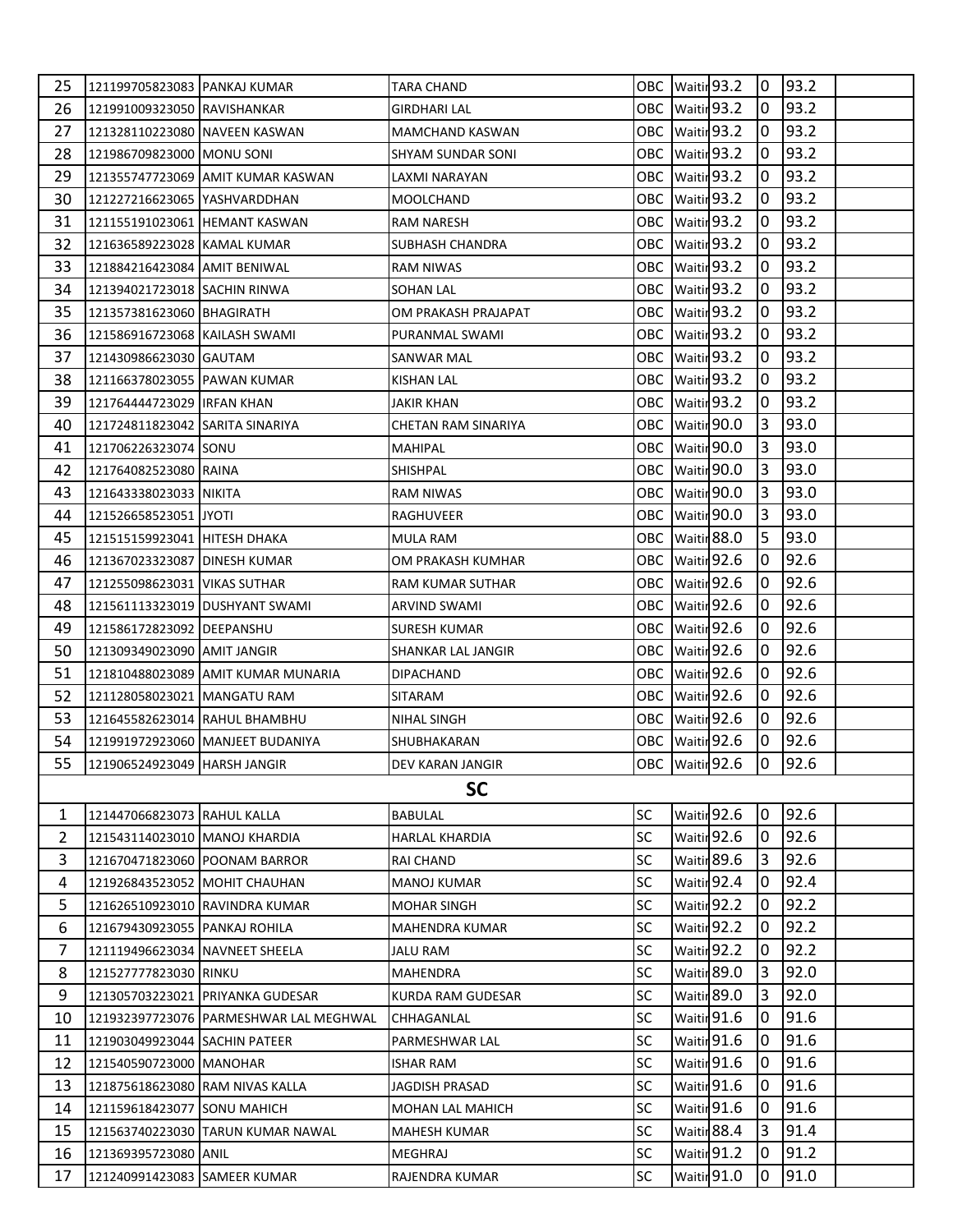| | | | | | | | | | |
|---|---|---|---|---|---|---|---|---|---|
| 25 | 121199705823083 | PANKAJ KUMAR | TARA CHAND | OBC | Waitir | 93.2 | 0 | 93.2 | |
| 26 | 121991009323050 | RAVISHANKAR | GIRDHARI LAL | OBC | Waitir | 93.2 | 0 | 93.2 | |
| 27 | 121328110223080 | NAVEEN KASWAN | MAMCHAND KASWAN | OBC | Waitir | 93.2 | 0 | 93.2 | |
| 28 | 121986709823000 | MONU SONI | SHYAM SUNDAR SONI | OBC | Waitir | 93.2 | 0 | 93.2 | |
| 29 | 121355747723069 | AMIT KUMAR KASWAN | LAXMI NARAYAN | OBC | Waitir | 93.2 | 0 | 93.2 | |
| 30 | 121227216623065 | YASHVARDDHAN | MOOLCHAND | OBC | Waitir | 93.2 | 0 | 93.2 | |
| 31 | 121155191023061 | HEMANT KASWAN | RAM NARESH | OBC | Waitir | 93.2 | 0 | 93.2 | |
| 32 | 121636589223028 | KAMAL KUMAR | SUBHASH CHANDRA | OBC | Waitir | 93.2 | 0 | 93.2 | |
| 33 | 121884216423084 | AMIT BENIWAL | RAM NIWAS | OBC | Waitir | 93.2 | 0 | 93.2 | |
| 34 | 121394021723018 | SACHIN RINWA | SOHAN LAL | OBC | Waitir | 93.2 | 0 | 93.2 | |
| 35 | 121357381623060 | BHAGIRATH | OM PRAKASH PRAJAPAT | OBC | Waitir | 93.2 | 0 | 93.2 | |
| 36 | 121586916723068 | KAILASH SWAMI | PURANMAL SWAMI | OBC | Waitir | 93.2 | 0 | 93.2 | |
| 37 | 121430986623030 | GAUTAM | SANWAR MAL | OBC | Waitir | 93.2 | 0 | 93.2 | |
| 38 | 121166378023055 | PAWAN KUMAR | KISHAN LAL | OBC | Waitir | 93.2 | 0 | 93.2 | |
| 39 | 121764444723029 | IRFAN KHAN | JAKIR KHAN | OBC | Waitir | 93.2 | 0 | 93.2 | |
| 40 | 121724811823042 | SARITA SINARIYA | CHETAN RAM SINARIYA | OBC | Waitir | 90.0 | 3 | 93.0 | |
| 41 | 121706226323074 | SONU | MAHIPAL | OBC | Waitir | 90.0 | 3 | 93.0 | |
| 42 | 121764082523080 | RAINA | SHISHPAL | OBC | Waitir | 90.0 | 3 | 93.0 | |
| 43 | 121643338023033 | NIKITA | RAM NIWAS | OBC | Waitir | 90.0 | 3 | 93.0 | |
| 44 | 121526658523051 | JYOTI | RAGHUVEER | OBC | Waitir | 90.0 | 3 | 93.0 | |
| 45 | 121515159923041 | HITESH DHAKA | MULA RAM | OBC | Waitir | 88.0 | 5 | 93.0 | |
| 46 | 121367023323087 | DINESH KUMAR | OM PRAKASH KUMHAR | OBC | Waitir | 92.6 | 0 | 92.6 | |
| 47 | 121255098623031 | VIKAS SUTHAR | RAM KUMAR SUTHAR | OBC | Waitir | 92.6 | 0 | 92.6 | |
| 48 | 121561113323019 | DUSHYANT SWAMI | ARVIND SWAMI | OBC | Waitir | 92.6 | 0 | 92.6 | |
| 49 | 121586172823092 | DEEPANSHU | SURESH KUMAR | OBC | Waitir | 92.6 | 0 | 92.6 | |
| 50 | 121309349023090 | AMIT JANGIR | SHANKAR LAL JANGIR | OBC | Waitir | 92.6 | 0 | 92.6 | |
| 51 | 121810488023089 | AMIT KUMAR MUNARIA | DIPACHAND | OBC | Waitir | 92.6 | 0 | 92.6 | |
| 52 | 121128058023021 | MANGATU RAM | SITARAM | OBC | Waitir | 92.6 | 0 | 92.6 | |
| 53 | 121645582623014 | RAHUL BHAMBHU | NIHAL SINGH | OBC | Waitir | 92.6 | 0 | 92.6 | |
| 54 | 121991972923060 | MANJEET BUDANIYA | SHUBHAKARAN | OBC | Waitir | 92.6 | 0 | 92.6 | |
| 55 | 121906524923049 | HARSH JANGIR | DEV KARAN JANGIR | OBC | Waitir | 92.6 | 0 | 92.6 | |
| **SC** | | | | | | | | | |
| 1 | 121447066823073 | RAHUL KALLA | BABULAL | SC | Waitir | 92.6 | 0 | 92.6 | |
| 2 | 121543114023010 | MANOJ KHARDIA | HARLAL KHARDIA | SC | Waitir | 92.6 | 0 | 92.6 | |
| 3 | 121670471823060 | POONAM BARROR | RAI CHAND | SC | Waitir | 89.6 | 3 | 92.6 | |
| 4 | 121926843523052 | MOHIT CHAUHAN | MANOJ KUMAR | SC | Waitir | 92.4 | 0 | 92.4 | |
| 5 | 121626510923010 | RAVINDRA KUMAR | MOHAR SINGH | SC | Waitir | 92.2 | 0 | 92.2 | |
| 6 | 121679430923055 | PANKAJ ROHILA | MAHENDRA KUMAR | SC | Waitir | 92.2 | 0 | 92.2 | |
| 7 | 121119496623034 | NAVNEET SHEELA | JALU RAM | SC | Waitir | 92.2 | 0 | 92.2 | |
| 8 | 121527777823030 | RINKU | MAHENDRA | SC | Waitir | 89.0 | 3 | 92.0 | |
| 9 | 121305703223021 | PRIYANKA GUDESAR | KURDA RAM GUDESAR | SC | Waitir | 89.0 | 3 | 92.0 | |
| 10 | 121932397723076 | PARMESHWAR LAL MEGHWAL | CHHAGANLAL | SC | Waitir | 91.6 | 0 | 91.6 | |
| 11 | 121903049923044 | SACHIN PATEER | PARMESHWAR LAL | SC | Waitir | 91.6 | 0 | 91.6 | |
| 12 | 121540590723000 | MANOHAR | ISHAR RAM | SC | Waitir | 91.6 | 0 | 91.6 | |
| 13 | 121875618623080 | RAM NIVAS KALLA | JAGDISH PRASAD | SC | Waitir | 91.6 | 0 | 91.6 | |
| 14 | 121159618423077 | SONU MAHICH | MOHAN LAL MAHICH | SC | Waitir | 91.6 | 0 | 91.6 | |
| 15 | 121563740223030 | TARUN KUMAR NAWAL | MAHESH KUMAR | SC | Waitir | 88.4 | 3 | 91.4 | |
| 16 | 121369395723080 | ANIL | MEGHRAJ | SC | Waitir | 91.2 | 0 | 91.2 | |
| 17 | 121240991423083 | SAMEER KUMAR | RAJENDRA KUMAR | SC | Waitir | 91.0 | 0 | 91.0 | |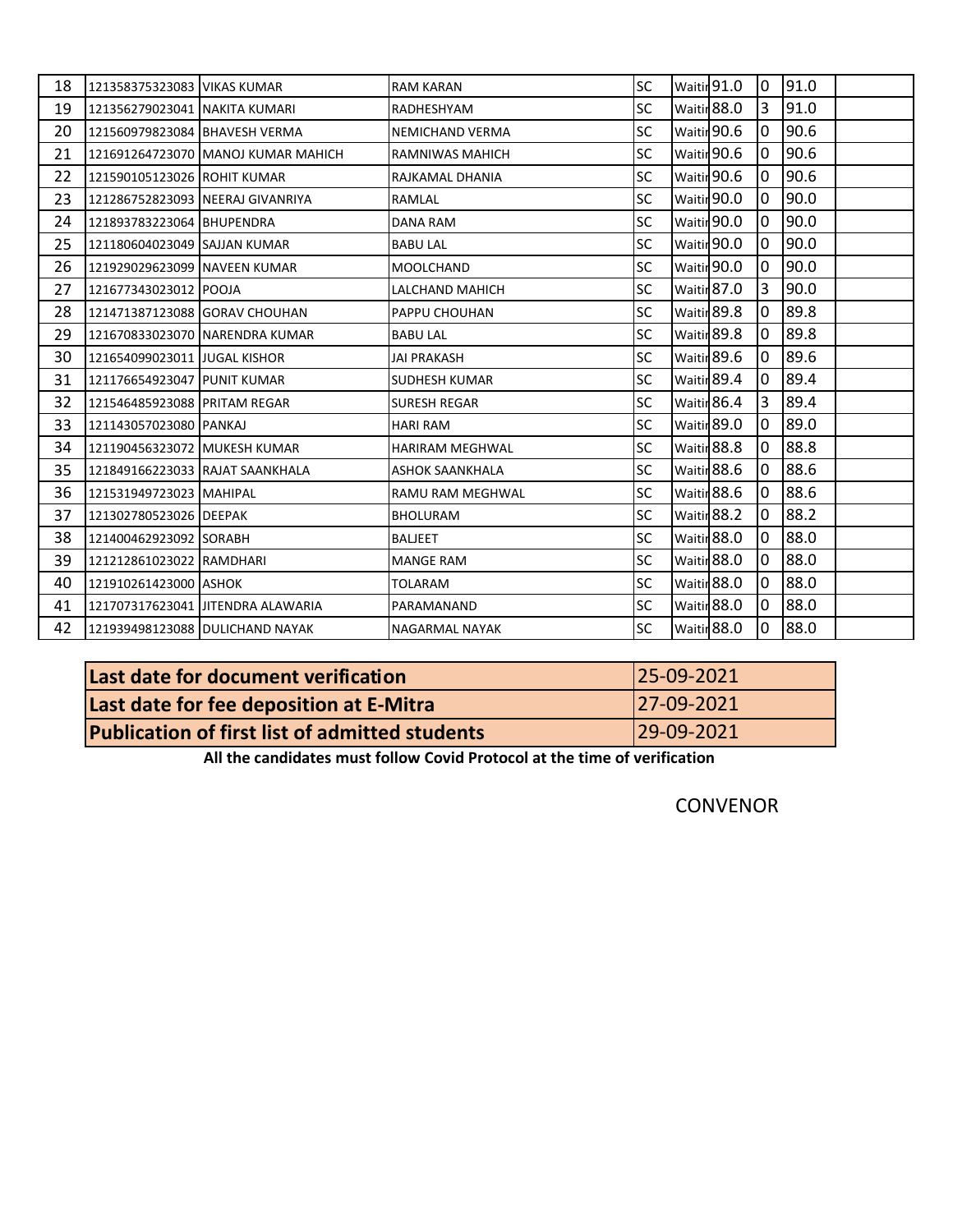| | | | | | | | | | |
|---|---|---|---|---|---|---|---|---|---|
| 18 | 121358375323083 | VIKAS KUMAR | RAM KARAN | SC | Waitir | 91.0 | 0 | 91.0 | |
| 19 | 121356279023041 | NAKITA KUMARI | RADHESHYAM | SC | Waitir | 88.0 | 3 | 91.0 | |
| 20 | 121560979823084 | BHAVESH VERMA | NEMICHAND VERMA | SC | Waitir | 90.6 | 0 | 90.6 | |
| 21 | 121691264723070 | MANOJ KUMAR MAHICH | RAMNIWAS MAHICH | SC | Waitir | 90.6 | 0 | 90.6 | |
| 22 | 121590105123026 | ROHIT KUMAR | RAJKAMAL DHANIA | SC | Waitir | 90.6 | 0 | 90.6 | |
| 23 | 121286752823093 | NEERAJ GIVANRIYA | RAMLAL | SC | Waitir | 90.0 | 0 | 90.0 | |
| 24 | 121893783223064 | BHUPENDRA | DANA RAM | SC | Waitir | 90.0 | 0 | 90.0 | |
| 25 | 121180604023049 | SAJJAN KUMAR | BABU LAL | SC | Waitir | 90.0 | 0 | 90.0 | |
| 26 | 121929029623099 | NAVEEN KUMAR | MOOLCHAND | SC | Waitir | 90.0 | 0 | 90.0 | |
| 27 | 121677343023012 | POOJA | LALCHAND MAHICH | SC | Waitir | 87.0 | 3 | 90.0 | |
| 28 | 121471387123088 | GORAV CHOUHAN | PAPPU CHOUHAN | SC | Waitir | 89.8 | 0 | 89.8 | |
| 29 | 121670833023070 | NARENDRA KUMAR | BABU LAL | SC | Waitir | 89.8 | 0 | 89.8 | |
| 30 | 121654099023011 | JUGAL KISHOR | JAI PRAKASH | SC | Waitir | 89.6 | 0 | 89.6 | |
| 31 | 121176654923047 | PUNIT KUMAR | SUDHESH KUMAR | SC | Waitir | 89.4 | 0 | 89.4 | |
| 32 | 121546485923088 | PRITAM REGAR | SURESH REGAR | SC | Waitir | 86.4 | 3 | 89.4 | |
| 33 | 121143057023080 | PANKAJ | HARI RAM | SC | Waitir | 89.0 | 0 | 89.0 | |
| 34 | 121190456323072 | MUKESH KUMAR | HARIRAM MEGHWAL | SC | Waitir | 88.8 | 0 | 88.8 | |
| 35 | 121849166223033 | RAJAT SAANKHALA | ASHOK SAANKHALA | SC | Waitir | 88.6 | 0 | 88.6 | |
| 36 | 121531949723023 | MAHIPAL | RAMU RAM MEGHWAL | SC | Waitir | 88.6 | 0 | 88.6 | |
| 37 | 121302780523026 | DEEPAK | BHOLURAM | SC | Waitir | 88.2 | 0 | 88.2 | |
| 38 | 121400462923092 | SORABH | BALJEET | SC | Waitir | 88.0 | 0 | 88.0 | |
| 39 | 121212861023022 | RAMDHARI | MANGE RAM | SC | Waitir | 88.0 | 0 | 88.0 | |
| 40 | 121910261423000 | ASHOK | TOLARAM | SC | Waitir | 88.0 | 0 | 88.0 | |
| 41 | 121707317623041 | JITENDRA ALAWARIA | PARAMANAND | SC | Waitir | 88.0 | 0 | 88.0 | |
| 42 | 121939498123088 | DULICHAND NAYAK | NAGARMAL NAYAK | SC | Waitir | 88.0 | 0 | 88.0 | |

| | |
|---|---|
| **Last date for document verification** | 25-09-2021 |
| **Last date for fee deposition at E-Mitra** | 27-09-2021 |
| **Publication of first list of admitted students** | 29-09-2021 |

**All the candidates must follow Covid Protocol at the time of verification**

CONVENOR